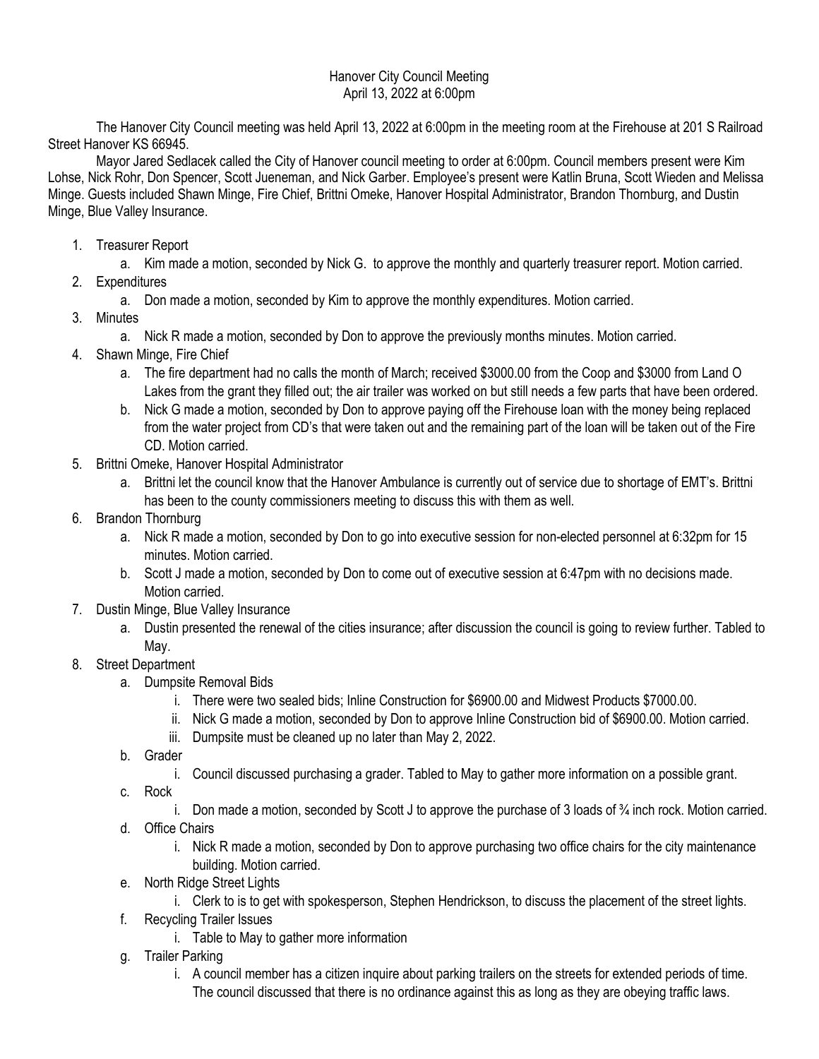# Hanover City Council Meeting
## April 13, 2022 at 6:00pm

The Hanover City Council meeting was held April 13, 2022 at 6:00pm in the meeting room at the Firehouse at 201 S Railroad Street Hanover KS 66945.

Mayor Jared Sedlacek called the City of Hanover council meeting to order at 6:00pm. Council members present were Kim Lohse, Nick Rohr, Don Spencer, Scott Jueneman, and Nick Garber. Employee's present were Katlin Bruna, Scott Wieden and Melissa Minge. Guests included Shawn Minge, Fire Chief, Brittni Omeke, Hanover Hospital Administrator, Brandon Thornburg, and Dustin Minge, Blue Valley Insurance.

1. Treasurer Report
   a. Kim made a motion, seconded by Nick G. to approve the monthly and quarterly treasurer report. Motion carried.
2. Expenditures
   a. Don made a motion, seconded by Kim to approve the monthly expenditures. Motion carried.
3. Minutes
   a. Nick R made a motion, seconded by Don to approve the previously months minutes. Motion carried.
4. Shawn Minge, Fire Chief
   a. The fire department had no calls the month of March; received $3000.00 from the Coop and $3000 from Land O Lakes from the grant they filled out; the air trailer was worked on but still needs a few parts that have been ordered.
   b. Nick G made a motion, seconded by Don to approve paying off the Firehouse loan with the money being replaced from the water project from CD's that were taken out and the remaining part of the loan will be taken out of the Fire CD. Motion carried.
5. Brittni Omeke, Hanover Hospital Administrator
   a. Brittni let the council know that the Hanover Ambulance is currently out of service due to shortage of EMT's. Brittni has been to the county commissioners meeting to discuss this with them as well.
6. Brandon Thornburg
   a. Nick R made a motion, seconded by Don to go into executive session for non-elected personnel at 6:32pm for 15 minutes. Motion carried.
   b. Scott J made a motion, seconded by Don to come out of executive session at 6:47pm with no decisions made. Motion carried.
7. Dustin Minge, Blue Valley Insurance
   a. Dustin presented the renewal of the cities insurance; after discussion the council is going to review further. Tabled to May.
8. Street Department
   a. Dumpsite Removal Bids
      i. There were two sealed bids; Inline Construction for $6900.00 and Midwest Products $7000.00.
      ii. Nick G made a motion, seconded by Don to approve Inline Construction bid of $6900.00. Motion carried.
      iii. Dumpsite must be cleaned up no later than May 2, 2022.
   b. Grader
      i. Council discussed purchasing a grader. Tabled to May to gather more information on a possible grant.
   c. Rock
      i. Don made a motion, seconded by Scott J to approve the purchase of 3 loads of ¾ inch rock. Motion carried.
   d. Office Chairs
      i. Nick R made a motion, seconded by Don to approve purchasing two office chairs for the city maintenance building. Motion carried.
   e. North Ridge Street Lights
      i. Clerk to is to get with spokesperson, Stephen Hendrickson, to discuss the placement of the street lights.
   f. Recycling Trailer Issues
      i. Table to May to gather more information
   g. Trailer Parking
      i. A council member has a citizen inquire about parking trailers on the streets for extended periods of time. The council discussed that there is no ordinance against this as long as they are obeying traffic laws.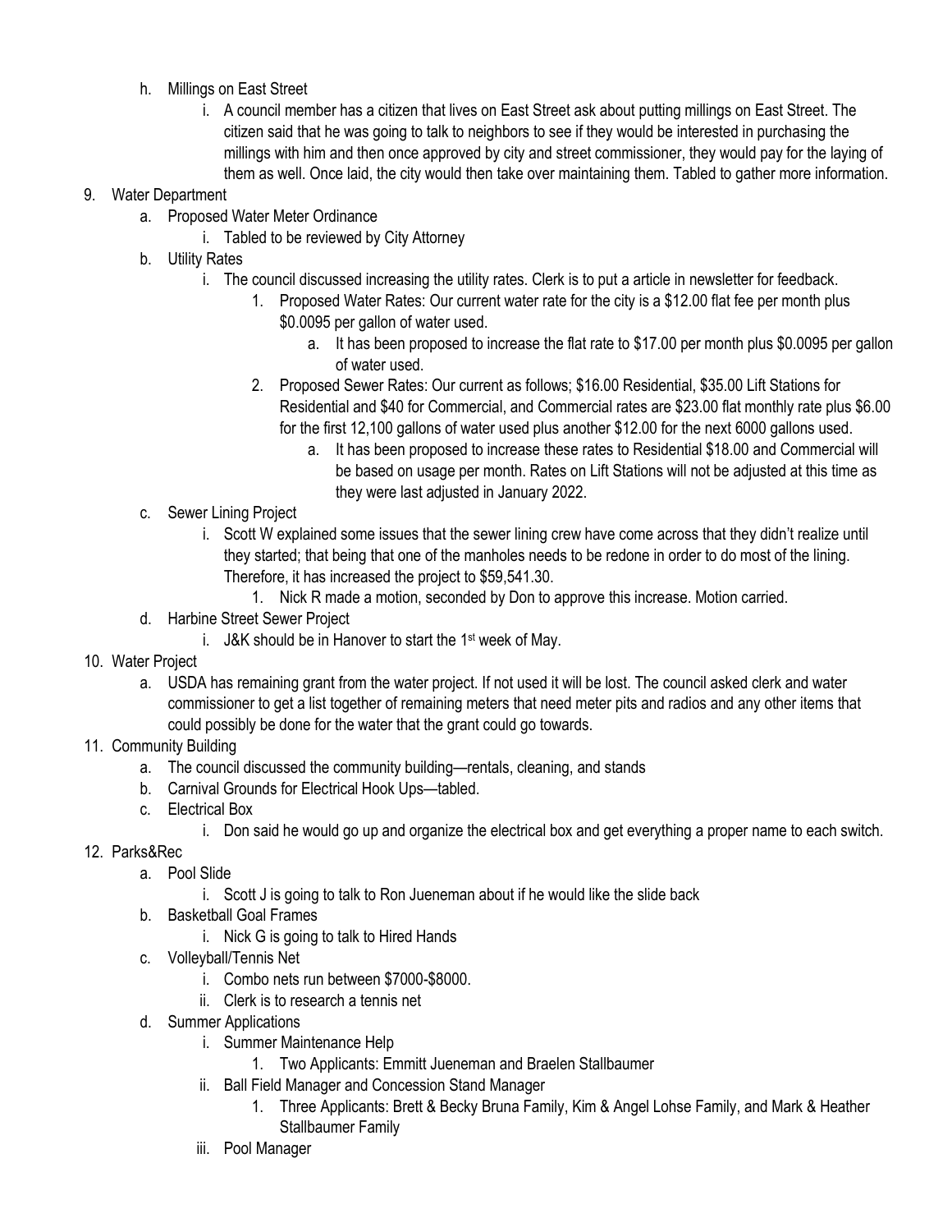h. Millings on East Street
    i. A council member has a citizen that lives on East Street ask about putting millings on East Street. The citizen said that he was going to talk to neighbors to see if they would be interested in purchasing the millings with him and then once approved by city and street commissioner, they would pay for the laying of them as well. Once laid, the city would then take over maintaining them. Tabled to gather more information.

9. Water Department
    a. Proposed Water Meter Ordinance
        i. Tabled to be reviewed by City Attorney
    b. Utility Rates
        i. The council discussed increasing the utility rates. Clerk is to put a article in newsletter for feedback.
            1. Proposed Water Rates: Our current water rate for the city is a $12.00 flat fee per month plus $0.0095 per gallon of water used.
                a. It has been proposed to increase the flat rate to $17.00 per month plus $0.0095 per gallon of water used.
            2. Proposed Sewer Rates: Our current as follows; $16.00 Residential, $35.00 Lift Stations for Residential and $40 for Commercial, and Commercial rates are $23.00 flat monthly rate plus $6.00 for the first 12,100 gallons of water used plus another $12.00 for the next 6000 gallons used.
                a. It has been proposed to increase these rates to Residential $18.00 and Commercial will be based on usage per month. Rates on Lift Stations will not be adjusted at this time as they were last adjusted in January 2022.
    c. Sewer Lining Project
        i. Scott W explained some issues that the sewer lining crew have come across that they didn't realize until they started; that being that one of the manholes needs to be redone in order to do most of the lining. Therefore, it has increased the project to $59,541.30.
            1. Nick R made a motion, seconded by Don to approve this increase. Motion carried.
    d. Harbine Street Sewer Project
        i. J&K should be in Hanover to start the 1st week of May.

10. Water Project
    a. USDA has remaining grant from the water project. If not used it will be lost. The council asked clerk and water commissioner to get a list together of remaining meters that need meter pits and radios and any other items that could possibly be done for the water that the grant could go towards.

11. Community Building
    a. The council discussed the community building—rentals, cleaning, and stands
    b. Carnival Grounds for Electrical Hook Ups—tabled.
    c. Electrical Box
        i. Don said he would go up and organize the electrical box and get everything a proper name to each switch.

12. Parks&Rec
    a. Pool Slide
        i. Scott J is going to talk to Ron Jueneman about if he would like the slide back
    b. Basketball Goal Frames
        i. Nick G is going to talk to Hired Hands
    c. Volleyball/Tennis Net
        i. Combo nets run between $7000-$8000.
        ii. Clerk is to research a tennis net
    d. Summer Applications
        i. Summer Maintenance Help
            1. Two Applicants: Emmitt Jueneman and Braelen Stallbaumer
        ii. Ball Field Manager and Concession Stand Manager
            1. Three Applicants: Brett & Becky Bruna Family, Kim & Angel Lohse Family, and Mark & Heather Stallbaumer Family
        iii. Pool Manager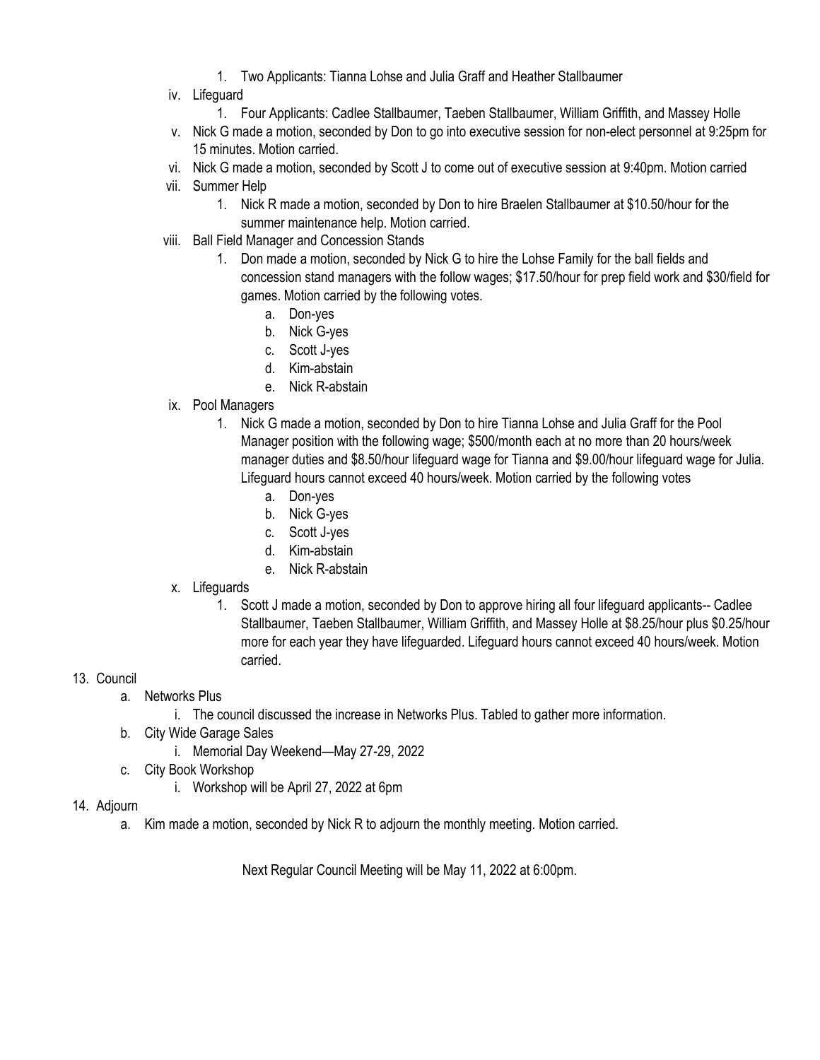1. Two Applicants: Tianna Lohse and Julia Graff and Heather Stallbaumer

iv. Lifeguard

1. Four Applicants: Cadlee Stallbaumer, Taeben Stallbaumer, William Griffith, and Massey Holle

v. Nick G made a motion, seconded by Don to go into executive session for non-elect personnel at 9:25pm for 15 minutes. Motion carried.

vi. Nick G made a motion, seconded by Scott J to come out of executive session at 9:40pm. Motion carried

vii. Summer Help

1. Nick R made a motion, seconded by Don to hire Braelen Stallbaumer at $10.50/hour for the summer maintenance help. Motion carried.

viii. Ball Field Manager and Concession Stands

1. Don made a motion, seconded by Nick G to hire the Lohse Family for the ball fields and concession stand managers with the follow wages; $17.50/hour for prep field work and $30/field for games. Motion carried by the following votes.
   a. Don-yes
   b. Nick G-yes
   c. Scott J-yes
   d. Kim-abstain
   e. Nick R-abstain

ix. Pool Managers

1. Nick G made a motion, seconded by Don to hire Tianna Lohse and Julia Graff for the Pool Manager position with the following wage; $500/month each at no more than 20 hours/week manager duties and $8.50/hour lifeguard wage for Tianna and $9.00/hour lifeguard wage for Julia. Lifeguard hours cannot exceed 40 hours/week. Motion carried by the following votes
   a. Don-yes
   b. Nick G-yes
   c. Scott J-yes
   d. Kim-abstain
   e. Nick R-abstain

x. Lifeguards

1. Scott J made a motion, seconded by Don to approve hiring all four lifeguard applicants-- Cadlee Stallbaumer, Taeben Stallbaumer, William Griffith, and Massey Holle at $8.25/hour plus $0.25/hour more for each year they have lifeguarded. Lifeguard hours cannot exceed 40 hours/week. Motion carried.

13. Council
    a. Networks Plus
       i. The council discussed the increase in Networks Plus. Tabled to gather more information.
    b. City Wide Garage Sales
       i. Memorial Day Weekend—May 27-29, 2022
    c. City Book Workshop
       i. Workshop will be April 27, 2022 at 6pm
14. Adjourn
    a. Kim made a motion, seconded by Nick R to adjourn the monthly meeting. Motion carried.

Next Regular Council Meeting will be May 11, 2022 at 6:00pm.